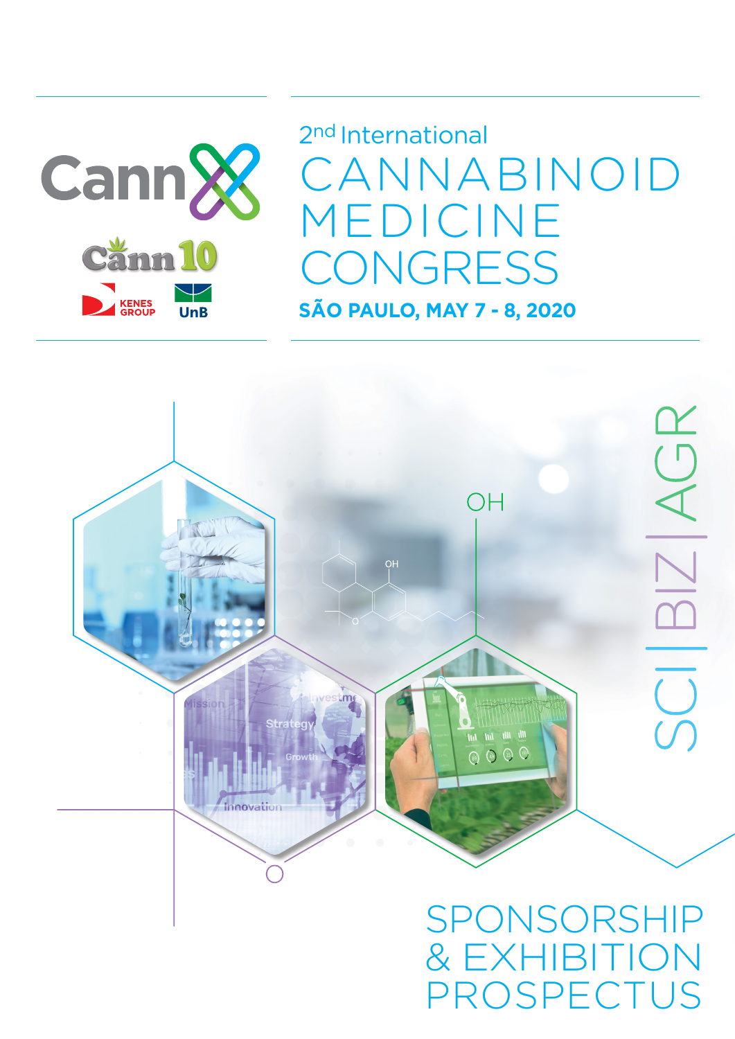CannX

Cann10

KENES GROUP

UnB

2nd International

# CANNABINOID MEDICINE CONGRESS

**SÃO PAULO, MAY 7 - 8, 2020**

SCI | BIZ | AGR

# SPONSORSHIP & EXHIBITION PROSPECTUS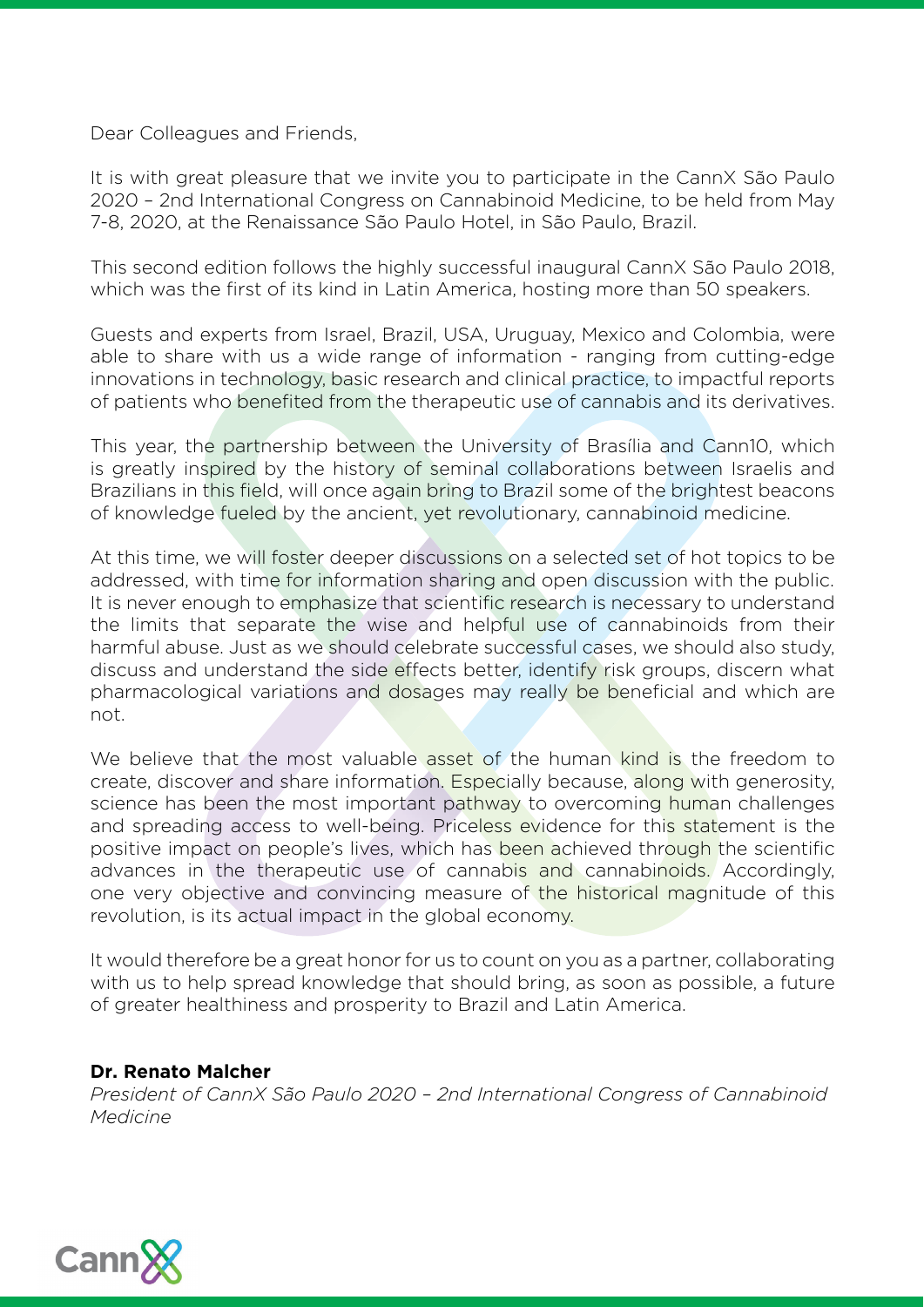Dear Colleagues and Friends,

It is with great pleasure that we invite you to participate in the CannX São Paulo 2020 – 2nd International Congress on Cannabinoid Medicine, to be held from May 7-8, 2020, at the Renaissance São Paulo Hotel, in São Paulo, Brazil.

This second edition follows the highly successful inaugural CannX São Paulo 2018, which was the first of its kind in Latin America, hosting more than 50 speakers.

Guests and experts from Israel, Brazil, USA, Uruguay, Mexico and Colombia, were able to share with us a wide range of information - ranging from cutting-edge innovations in technology, basic research and clinical practice, to impactful reports of patients who benefited from the therapeutic use of cannabis and its derivatives.

This year, the partnership between the University of Brasília and Cann10, which is greatly inspired by the history of seminal collaborations between Israelis and Brazilians in this field, will once again bring to Brazil some of the brightest beacons of knowledge fueled by the ancient, yet revolutionary, cannabinoid medicine.

At this time, we will foster deeper discussions on a selected set of hot topics to be addressed, with time for information sharing and open discussion with the public. It is never enough to emphasize that scientific research is necessary to understand the limits that separate the wise and helpful use of cannabinoids from their harmful abuse. Just as we should celebrate successful cases, we should also study, discuss and understand the side effects better, identify risk groups, discern what pharmacological variations and dosages may really be beneficial and which are not.

We believe that the most valuable asset of the human kind is the freedom to create, discover and share information. Especially because, along with generosity, science has been the most important pathway to overcoming human challenges and spreading access to well-being. Priceless evidence for this statement is the positive impact on people's lives, which has been achieved through the scientific advances in the therapeutic use of cannabis and cannabinoids. Accordingly, one very objective and convincing measure of the historical magnitude of this revolution, is its actual impact in the global economy.

It would therefore be a great honor for us to count on you as a partner, collaborating with us to help spread knowledge that should bring, as soon as possible, a future of greater healthiness and prosperity to Brazil and Latin America.

**Dr. Renato Malcher**
*President of CannX São Paulo 2020 – 2nd International Congress of Cannabinoid Medicine*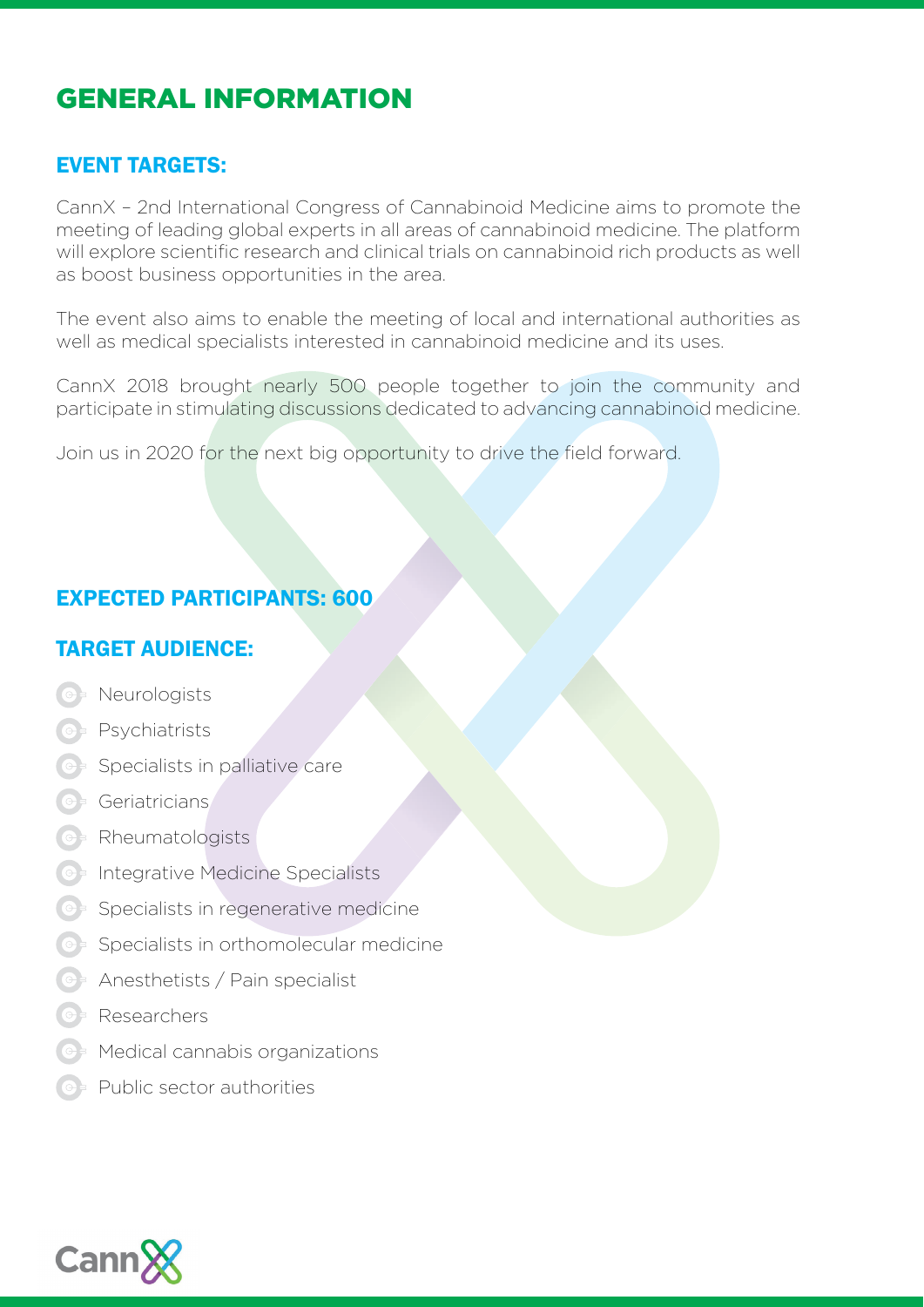# GENERAL INFORMATION

## EVENT TARGETS:

CannX – 2nd International Congress of Cannabinoid Medicine aims to promote the meeting of leading global experts in all areas of cannabinoid medicine. The platform will explore scientific research and clinical trials on cannabinoid rich products as well as boost business opportunities in the area.

The event also aims to enable the meeting of local and international authorities as well as medical specialists interested in cannabinoid medicine and its uses.

CannX 2018 brought nearly 500 people together to join the community and participate in stimulating discussions dedicated to advancing cannabinoid medicine.

Join us in 2020 for the next big opportunity to drive the field forward.

## EXPECTED PARTICIPANTS: 600

## TARGET AUDIENCE:

- Neurologists
- Psychiatrists
- Specialists in palliative care
- Geriatricians
- Rheumatologists
- Integrative Medicine Specialists
- Specialists in regenerative medicine
- Specialists in orthomolecular medicine
- Anesthetists / Pain specialist
- Researchers
- Medical cannabis organizations
- Public sector authorities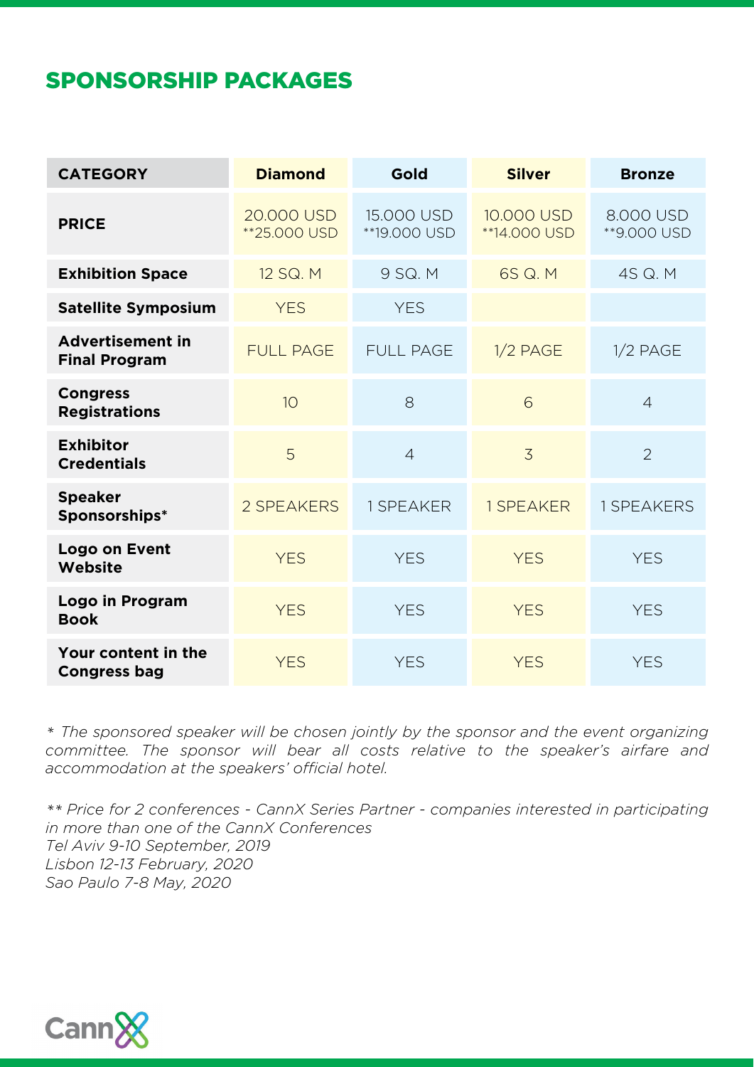## SPONSORSHIP PACKAGES

| CATEGORY | Diamond | Gold | Silver | Bronze |
|---|---|---|---|---|
| **PRICE** | 20.000 USD **25.000 USD | 15.000 USD **19.000 USD | 10.000 USD **14.000 USD | 8.000 USD **9.000 USD |
| **Exhibition Space** | 12 SQ. M | 9 SQ. M | 6S Q. M | 4S Q. M |
| **Satellite Symposium** | YES | YES | | |
| **Advertisement in Final Program** | FULL PAGE | FULL PAGE | 1/2 PAGE | 1/2 PAGE |
| **Congress Registrations** | 10 | 8 | 6 | 4 |
| **Exhibitor Credentials** | 5 | 4 | 3 | 2 |
| **Speaker Sponsorships*** | 2 SPEAKERS | 1 SPEAKER | 1 SPEAKER | 1 SPEAKERS |
| **Logo on Event Website** | YES | YES | YES | YES |
| **Logo in Program Book** | YES | YES | YES | YES |
| **Your content in the Congress bag** | YES | YES | YES | YES |

*\* The sponsored speaker will be chosen jointly by the sponsor and the event organizing committee. The sponsor will bear all costs relative to the speaker's airfare and accommodation at the speakers' official hotel.*

*\*\* Price for 2 conferences - CannX Series Partner - companies interested in participating in more than one of the CannX Conferences*
*Tel Aviv 9-10 September, 2019*
*Lisbon 12-13 February, 2020*
*Sao Paulo 7-8 May, 2020*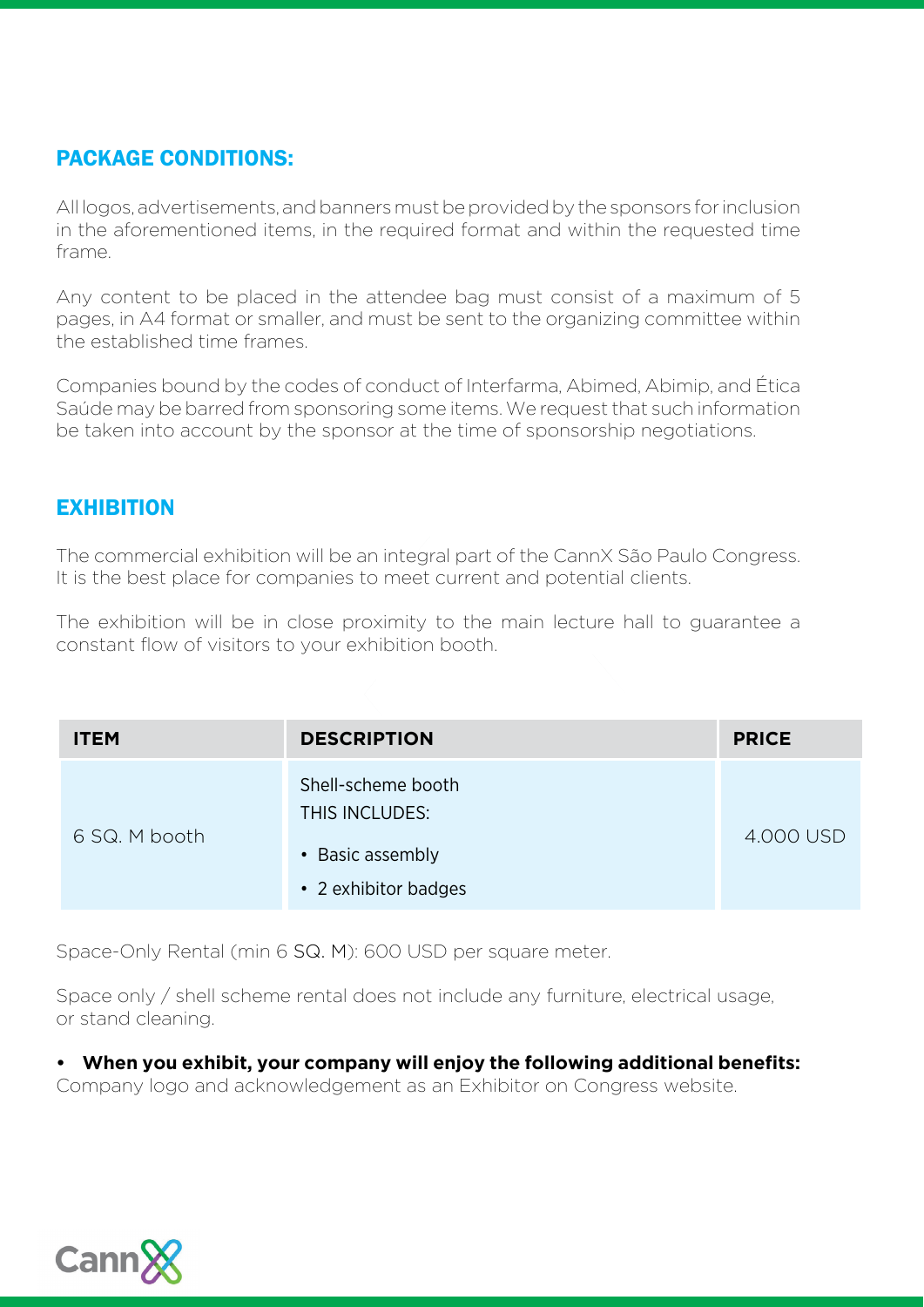## PACKAGE CONDITIONS:

All logos, advertisements, and banners must be provided by the sponsors for inclusion in the aforementioned items, in the required format and within the requested time frame.

Any content to be placed in the attendee bag must consist of a maximum of 5 pages, in A4 format or smaller, and must be sent to the organizing committee within the established time frames.

Companies bound by the codes of conduct of Interfarma, Abimed, Abimip, and Ética Saúde may be barred from sponsoring some items. We request that such information be taken into account by the sponsor at the time of sponsorship negotiations.

## EXHIBITION

The commercial exhibition will be an integral part of the CannX São Paulo Congress. It is the best place for companies to meet current and potential clients.

The exhibition will be in close proximity to the main lecture hall to guarantee a constant flow of visitors to your exhibition booth.

| ITEM | DESCRIPTION | PRICE |
|---|---|---|
| 6 SQ. M booth | Shell-scheme booth<br>THIS INCLUDES:<br>• Basic assembly<br>• 2 exhibitor badges | 4.000 USD |

Space-Only Rental (min 6 SQ. M): 600 USD per square meter.

Space only / shell scheme rental does not include any furniture, electrical usage, or stand cleaning.

- **When you exhibit, your company will enjoy the following additional benefits:**

Company logo and acknowledgement as an Exhibitor on Congress website.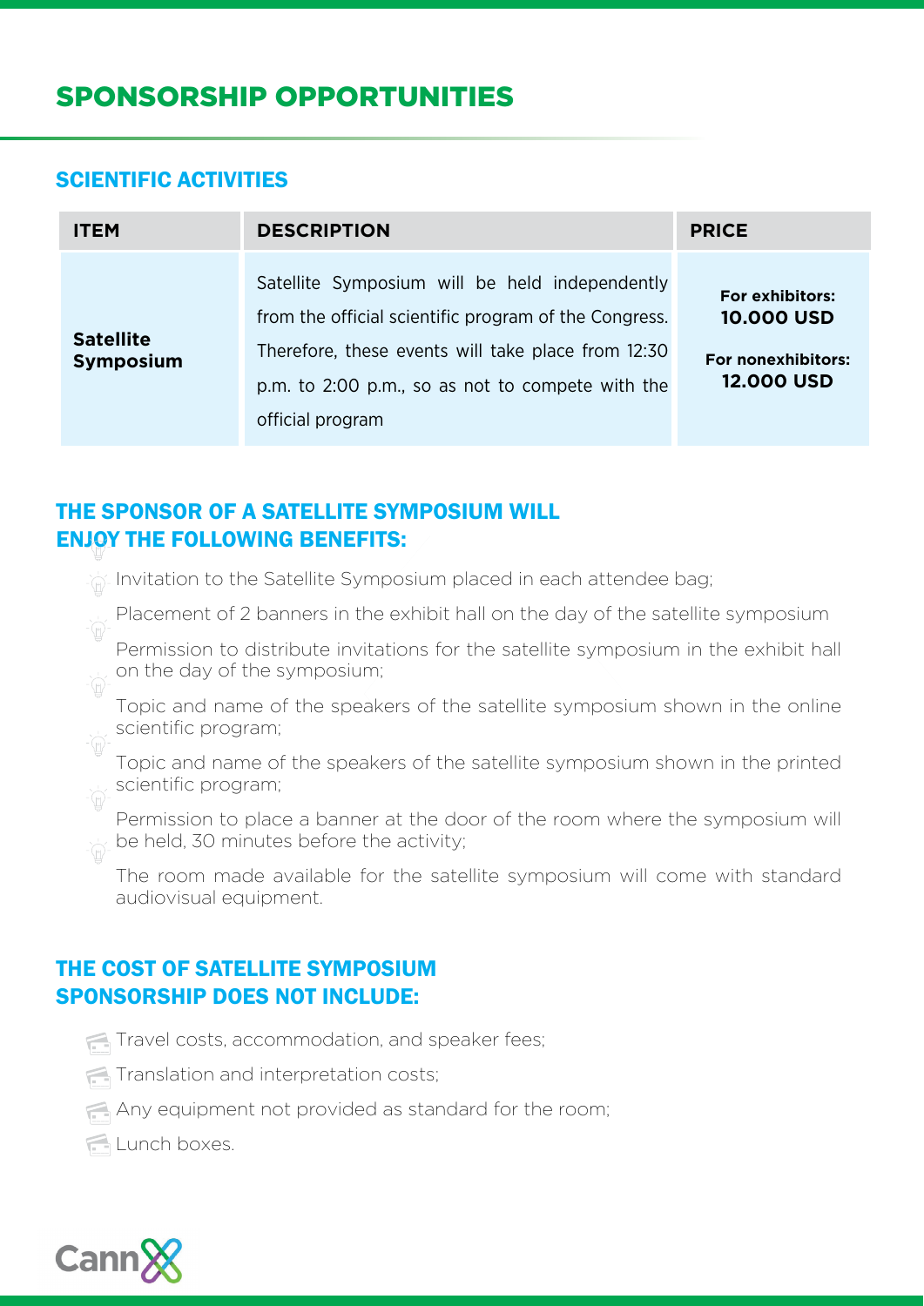# SPONSORSHIP OPPORTUNITIES

## SCIENTIFIC ACTIVITIES

| ITEM | DESCRIPTION | PRICE |
|---|---|---|
| **Satellite Symposium** | Satellite Symposium will be held independently from the official scientific program of the Congress. Therefore, these events will take place from 12:30 p.m. to 2:00 p.m., so as not to compete with the official program | **For exhibitors: 10.000 USD**<br><br>**For nonexhibitors: 12.000 USD** |

## THE SPONSOR OF A SATELLITE SYMPOSIUM WILL ENJOY THE FOLLOWING BENEFITS:

- Invitation to the Satellite Symposium placed in each attendee bag;
- Placement of 2 banners in the exhibit hall on the day of the satellite symposium
- Permission to distribute invitations for the satellite symposium in the exhibit hall on the day of the symposium;
- Topic and name of the speakers of the satellite symposium shown in the online scientific program;
- Topic and name of the speakers of the satellite symposium shown in the printed scientific program;
- Permission to place a banner at the door of the room where the symposium will be held, 30 minutes before the activity;
- The room made available for the satellite symposium will come with standard audiovisual equipment.

## THE COST OF SATELLITE SYMPOSIUM SPONSORSHIP DOES NOT INCLUDE:

- Travel costs, accommodation, and speaker fees;
- Translation and interpretation costs;
- Any equipment not provided as standard for the room;
- Lunch boxes.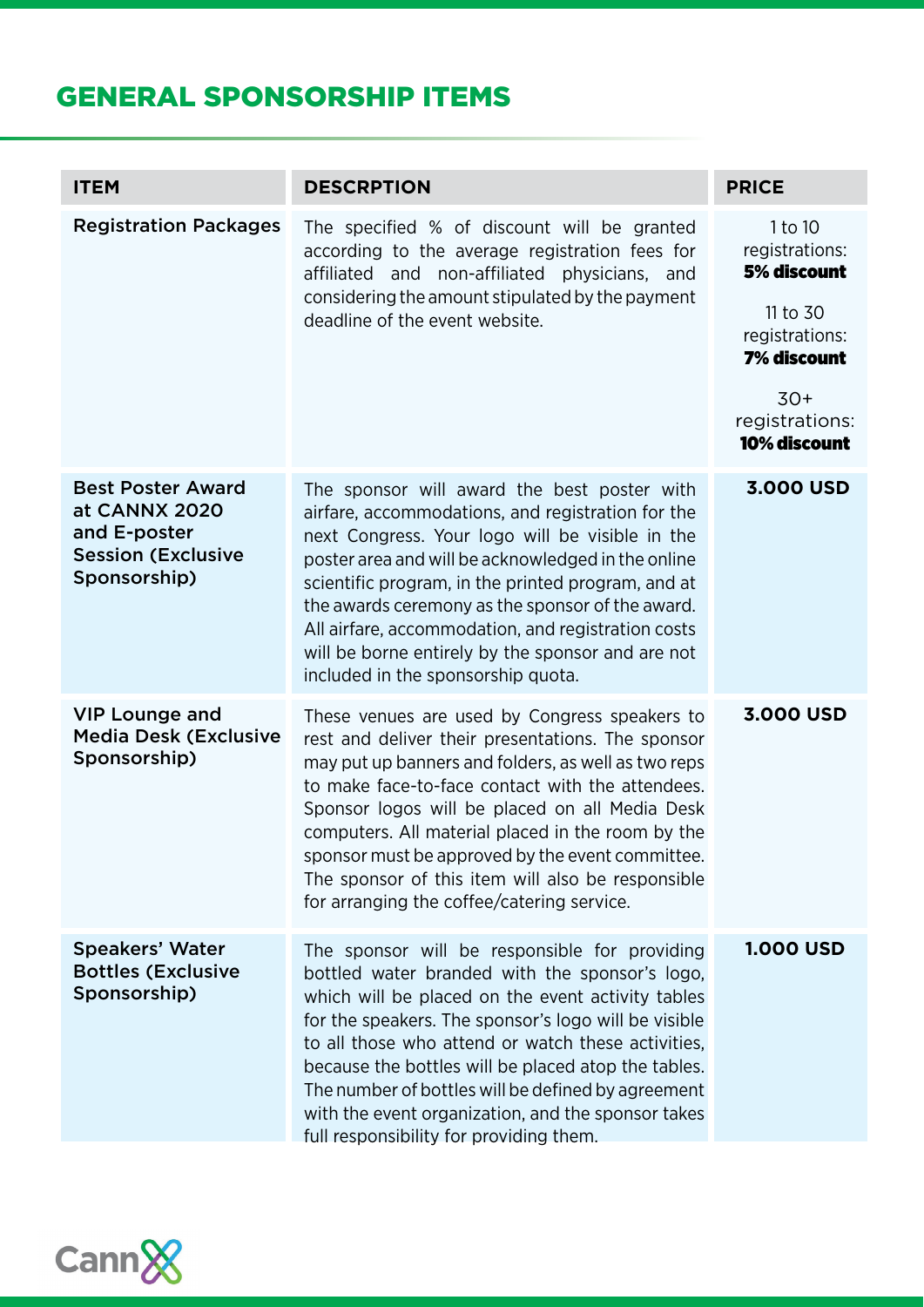## GENERAL SPONSORSHIP ITEMS

| ITEM | DESCRPTION | PRICE |
| --- | --- | --- |
| Registration Packages | The specified % of discount will be granted according to the average registration fees for affiliated and non-affiliated physicians, and considering the amount stipulated by the payment deadline of the event website. | 1 to 10 registrations: **5% discount**<br>11 to 30 registrations: **7% discount**<br>30+ registrations: **10% discount** |
| Best Poster Award at CANNX 2020 and E-poster Session (Exclusive Sponsorship) | The sponsor will award the best poster with airfare, accommodations, and registration for the next Congress. Your logo will be visible in the poster area and will be acknowledged in the online scientific program, in the printed program, and at the awards ceremony as the sponsor of the award. All airfare, accommodation, and registration costs will be borne entirely by the sponsor and are not included in the sponsorship quota. | **3.000 USD** |
| VIP Lounge and Media Desk (Exclusive Sponsorship) | These venues are used by Congress speakers to rest and deliver their presentations. The sponsor may put up banners and folders, as well as two reps to make face-to-face contact with the attendees. Sponsor logos will be placed on all Media Desk computers. All material placed in the room by the sponsor must be approved by the event committee. The sponsor of this item will also be responsible for arranging the coffee/catering service. | **3.000 USD** |
| Speakers' Water Bottles (Exclusive Sponsorship) | The sponsor will be responsible for providing bottled water branded with the sponsor's logo, which will be placed on the event activity tables for the speakers. The sponsor's logo will be visible to all those who attend or watch these activities, because the bottles will be placed atop the tables. The number of bottles will be defined by agreement with the event organization, and the sponsor takes full responsibility for providing them. | **1.000 USD** |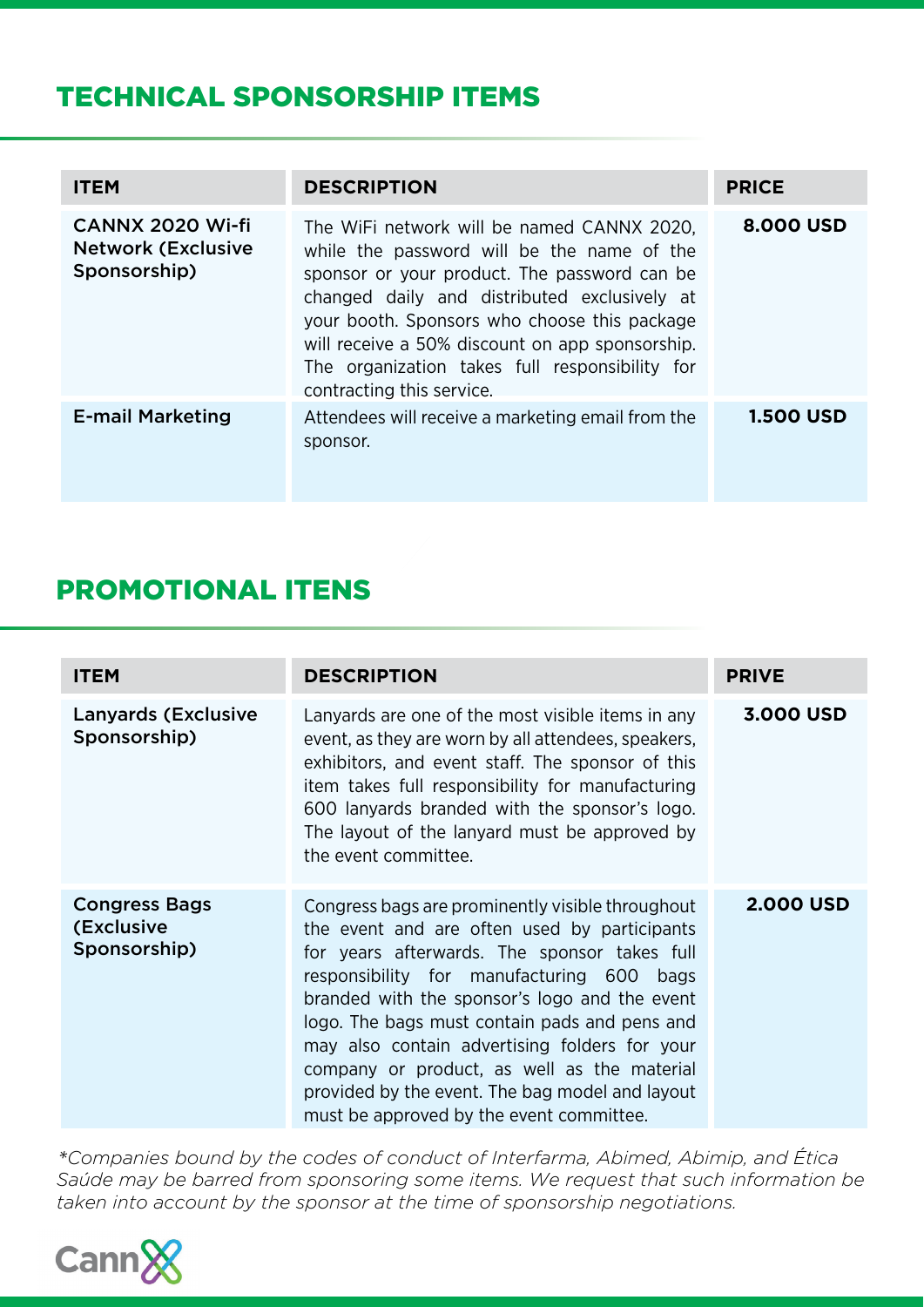## TECHNICAL SPONSORSHIP ITEMS

| ITEM | DESCRIPTION | PRICE |
|---|---|---|
| CANNX 2020 Wi-fi Network (Exclusive Sponsorship) | The WiFi network will be named CANNX 2020, while the password will be the name of the sponsor or your product. The password can be changed daily and distributed exclusively at your booth. Sponsors who choose this package will receive a 50% discount on app sponsorship. The organization takes full responsibility for contracting this service. | **8.000 USD** |
| E-mail Marketing | Attendees will receive a marketing email from the sponsor. | **1.500 USD** |

## PROMOTIONAL ITENS

| ITEM | DESCRIPTION | PRIVE |
|---|---|---|
| Lanyards (Exclusive Sponsorship) | Lanyards are one of the most visible items in any event, as they are worn by all attendees, speakers, exhibitors, and event staff. The sponsor of this item takes full responsibility for manufacturing 600 lanyards branded with the sponsor's logo. The layout of the lanyard must be approved by the event committee. | **3.000 USD** |
| Congress Bags (Exclusive Sponsorship) | Congress bags are prominently visible throughout the event and are often used by participants for years afterwards. The sponsor takes full responsibility for manufacturing 600 bags branded with the sponsor's logo and the event logo. The bags must contain pads and pens and may also contain advertising folders for your company or product, as well as the material provided by the event. The bag model and layout must be approved by the event committee. | **2.000 USD** |

*\*Companies bound by the codes of conduct of Interfarma, Abimed, Abimip, and Ética Saúde may be barred from sponsoring some items. We request that such information be taken into account by the sponsor at the time of sponsorship negotiations.*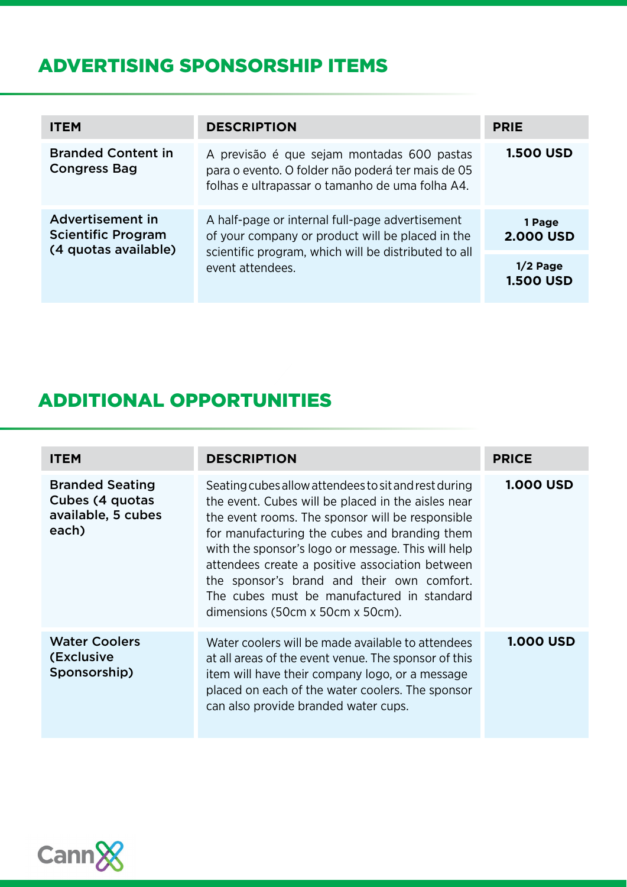## ADVERTISING SPONSORSHIP ITEMS

| ITEM | DESCRIPTION | PRIE |
|---|---|---|
| Branded Content in Congress Bag | A previsão é que sejam montadas 600 pastas para o evento. O folder não poderá ter mais de 05 folhas e ultrapassar o tamanho de uma folha A4. | **1.500 USD** |
| Advertisement in Scientific Program (4 quotas available) | A half-page or internal full-page advertisement of your company or product will be placed in the scientific program, which will be distributed to all event attendees. | **1 Page 2.000 USD** |
| | | **1/2 Page 1.500 USD** |

## ADDITIONAL OPPORTUNITIES

| ITEM | DESCRIPTION | PRICE |
|---|---|---|
| Branded Seating Cubes (4 quotas available, 5 cubes each) | Seating cubes allow attendees to sit and rest during the event. Cubes will be placed in the aisles near the event rooms. The sponsor will be responsible for manufacturing the cubes and branding them with the sponsor's logo or message. This will help attendees create a positive association between the sponsor's brand and their own comfort. The cubes must be manufactured in standard dimensions (50cm x 50cm x 50cm). | **1.000 USD** |
| Water Coolers (Exclusive Sponsorship) | Water coolers will be made available to attendees at all areas of the event venue. The sponsor of this item will have their company logo, or a message placed on each of the water coolers. The sponsor can also provide branded water cups. | **1.000 USD** |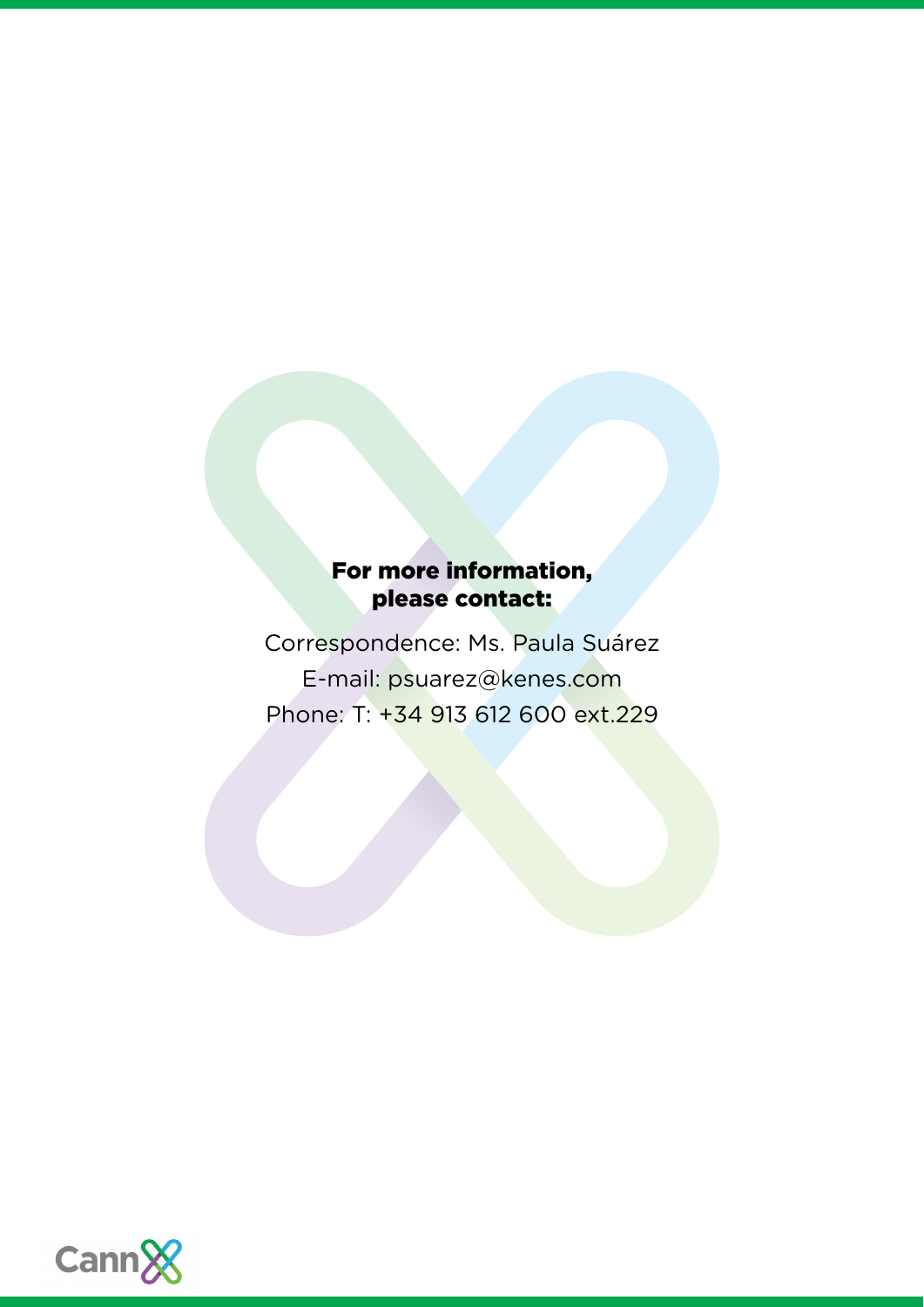**For more information, please contact:**

Correspondence: Ms. Paula Suárez
E-mail: psuarez@kenes.com
Phone: T: +34 913 612 600 ext.229